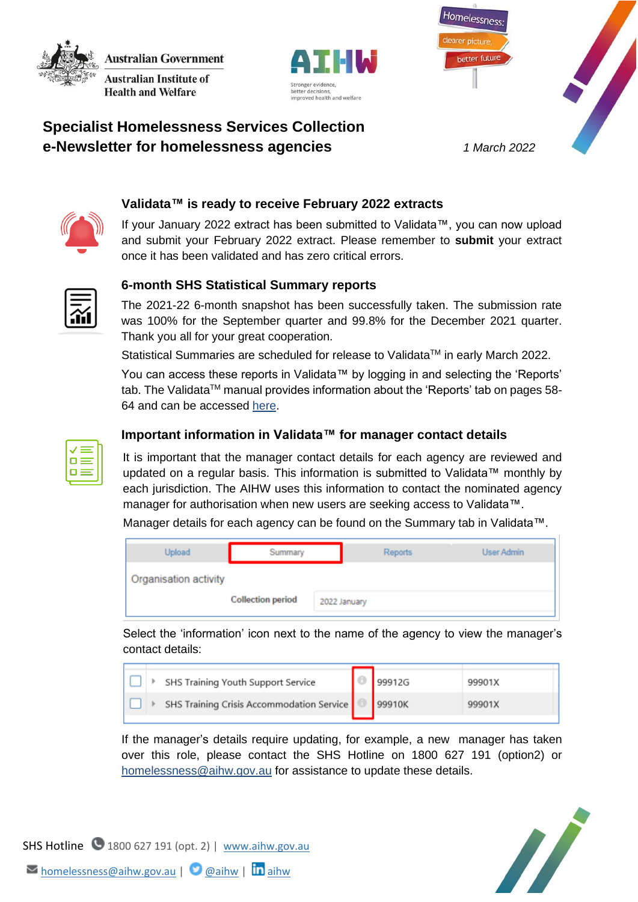Australian Government
Australian Institute of Health and Welfare

AIHW
Stronger evidence, better decisions, improved health and welfare

Homelessness: clearer picture, better future

# Specialist Homelessness Services Collection
# e-Newsletter for homelessness agencies

*1 March 2022*

## Validata™ is ready to receive February 2022 extracts

If your January 2022 extract has been submitted to Validata™, you can now upload and submit your February 2022 extract. Please remember to **submit** your extract once it has been validated and has zero critical errors.

## 6-month SHS Statistical Summary reports

The 2021-22 6-month snapshot has been successfully taken. The submission rate was 100% for the September quarter and 99.8% for the December 2021 quarter. Thank you all for your great cooperation.

Statistical Summaries are scheduled for release to Validata™ in early March 2022.

You can access these reports in Validata™ by logging in and selecting the 'Reports' tab. The Validata™ manual provides information about the 'Reports' tab on pages 58-64 and can be accessed here.

## Important information in Validata™ for manager contact details

It is important that the manager contact details for each agency are reviewed and updated on a regular basis. This information is submitted to Validata™ monthly by each jurisdiction. The AIHW uses this information to contact the nominated agency manager for authorisation when new users are seeking access to Validata™.

Manager details for each agency can be found on the Summary tab in Validata™.

| Upload | Summary | Reports | User Admin |
|---|---|---|---|
| Organisation activity | | | |
| | Collection period | 2022 January | |

Select the 'information' icon next to the name of the agency to view the manager's contact details:

| | | | |
|---|---|---|---|
| ☐ | SHS Training Youth Support Service | 99912G | 99901X |
| ☐ | SHS Training Crisis Accommodation Service | 99910K | 99901X |

If the manager's details require updating, for example, a new manager has taken over this role, please contact the SHS Hotline on 1800 627 191 (option2) or homelessness@aihw.gov.au for assistance to update these details.

SHS Hotline 1800 627 191 (opt. 2) | www.aihw.gov.au

homelessness@aihw.gov.au | @aihw | aihw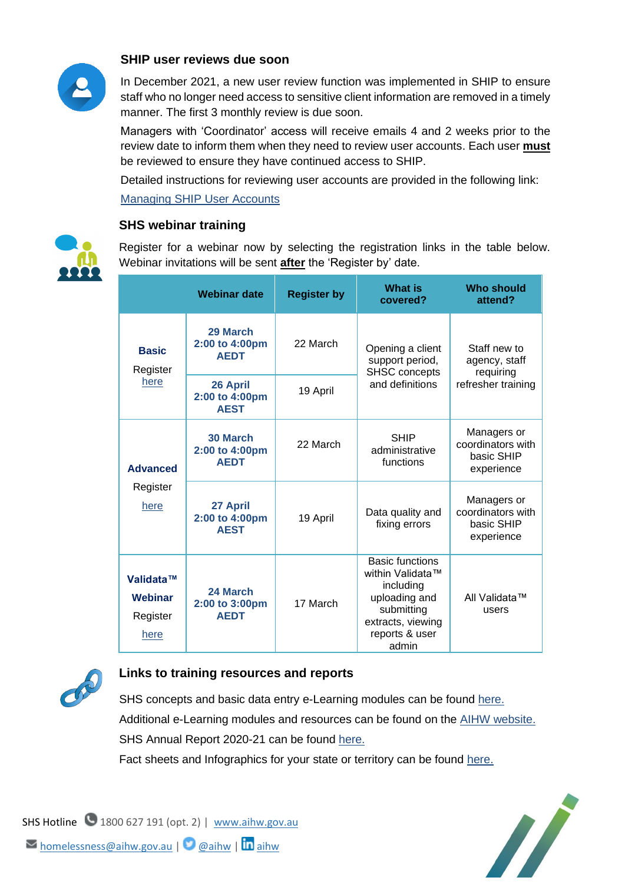## SHIP user reviews due soon

In December 2021, a new user review function was implemented in SHIP to ensure staff who no longer need access to sensitive client information are removed in a timely manner. The first 3 monthly review is due soon.

Managers with 'Coordinator' access will receive emails 4 and 2 weeks prior to the review date to inform them when they need to review user accounts. Each user **must** be reviewed to ensure they have continued access to SHIP.

Detailed instructions for reviewing user accounts are provided in the following link:

Managing SHIP User Accounts

## SHS webinar training

Register for a webinar now by selecting the registration links in the table below. Webinar invitations will be sent **after** the 'Register by' date.

| | Webinar date | Register by | What is covered? | Who should attend? |
|---|---|---|---|---|
| **Basic** Register here | **29 March 2:00 to 4:00pm AEDT** | 22 March | Opening a client support period, SHSC concepts and definitions | Staff new to agency, staff requiring refresher training |
| | **26 April 2:00 to 4:00pm AEST** | 19 April | | |
| **Advanced** Register here | **30 March 2:00 to 4:00pm AEDT** | 22 March | SHIP administrative functions | Managers or coordinators with basic SHIP experience |
| | **27 April 2:00 to 4:00pm AEST** | 19 April | Data quality and fixing errors | Managers or coordinators with basic SHIP experience |
| **Validata™ Webinar** Register here | **24 March 2:00 to 3:00pm AEDT** | 17 March | Basic functions within Validata™ including uploading and submitting extracts, viewing reports & user admin | All Validata™ users |

## Links to training resources and reports

SHS concepts and basic data entry e-Learning modules can be found here.

Additional e-Learning modules and resources can be found on the AIHW website.

SHS Annual Report 2020-21 can be found here.

Fact sheets and Infographics for your state or territory can be found here.

SHS Hotline 1800 627 191 (opt. 2) | www.aihw.gov.au

homelessness@aihw.gov.au | @aihw | aihw